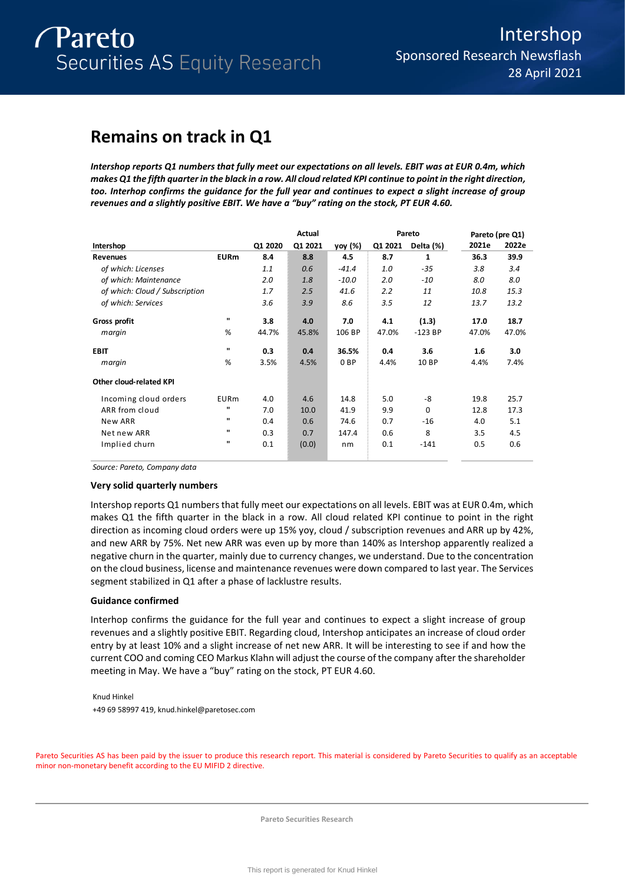# Intershop

Sponsored Research Newsflash

28 April 2021

## Remains on track in Q1

***Intershop reports Q1 numbers that fully meet our expectations on all levels. EBIT was at EUR 0.4m, which makes Q1 the fifth quarter in the black in a row. All cloud related KPI continue to point in the right direction, too. Interhop confirms the guidance for the full year and continues to expect a slight increase of group revenues and a slightly positive EBIT. We have a "buy" rating on the stock, PT EUR 4.60.***

| | | | Actual | | Pareto | | Pareto (pre Q1) | |
|---|---|---|---|---|---|---|---|---|
| **Intershop** | | **Q1 2020** | **Q1 2021** | **yoy (%)** | **Q1 2021** | **Delta (%)** | **2021e** | **2022e** |
| **Revenues** | **EURm** | **8.4** | **8.8** | **4.5** | **8.7** | **1** | **36.3** | **39.9** |
| *of which: Licenses* | | *1.1* | *0.6* | *-41.4* | *1.0* | *-35* | *3.8* | *3.4* |
| *of which: Maintenance* | | *2.0* | *1.8* | *-10.0* | *2.0* | *-10* | *8.0* | *8.0* |
| *of which: Cloud / Subscription* | | *1.7* | *2.5* | *41.6* | *2.2* | *11* | *10.8* | *15.3* |
| *of which: Services* | | *3.6* | *3.9* | *8.6* | *3.5* | *12* | *13.7* | *13.2* |
| **Gross profit** | " | **3.8** | **4.0** | **7.0** | **4.1** | **(1.3)** | **17.0** | **18.7** |
| *margin* | % | 44.7% | 45.8% | 106 BP | 47.0% | -123 BP | 47.0% | 47.0% |
| **EBIT** | " | **0.3** | **0.4** | **36.5%** | **0.4** | **3.6** | **1.6** | **3.0** |
| *margin* | % | 3.5% | 4.5% | 0 BP | 4.4% | 10 BP | 4.4% | 7.4% |
| **Other cloud-related KPI** | | | | | | | | |
| Incoming cloud orders | EURm | 4.0 | 4.6 | 14.8 | 5.0 | -8 | 19.8 | 25.7 |
| ARR from cloud | " | 7.0 | 10.0 | 41.9 | 9.9 | 0 | 12.8 | 17.3 |
| New ARR | " | 0.4 | 0.6 | 74.6 | 0.7 | -16 | 4.0 | 5.1 |
| Net new ARR | " | 0.3 | 0.7 | 147.4 | 0.6 | 8 | 3.5 | 4.5 |
| Implied churn | " | 0.1 | (0.0) | nm | 0.1 | -141 | 0.5 | 0.6 |

*Source: Pareto, Company data*

### Very solid quarterly numbers

Intershop reports Q1 numbers that fully meet our expectations on all levels. EBIT was at EUR 0.4m, which makes Q1 the fifth quarter in the black in a row. All cloud related KPI continue to point in the right direction as incoming cloud orders were up 15% yoy, cloud / subscription revenues and ARR up by 42%, and new ARR by 75%. Net new ARR was even up by more than 140% as Intershop apparently realized a negative churn in the quarter, mainly due to currency changes, we understand. Due to the concentration on the cloud business, license and maintenance revenues were down compared to last year. The Services segment stabilized in Q1 after a phase of lacklustre results.

### Guidance confirmed

Interhop confirms the guidance for the full year and continues to expect a slight increase of group revenues and a slightly positive EBIT. Regarding cloud, Intershop anticipates an increase of cloud order entry by at least 10% and a slight increase of net new ARR. It will be interesting to see if and how the current COO and coming CEO Markus Klahn will adjust the course of the company after the shareholder meeting in May. We have a "buy" rating on the stock, PT EUR 4.60.

Knud Hinkel
+49 69 58997 419, knud.hinkel@paretosec.com

Pareto Securities AS has been paid by the issuer to produce this research report. This material is considered by Pareto Securities to qualify as an acceptable minor non-monetary benefit according to the EU MIFID 2 directive.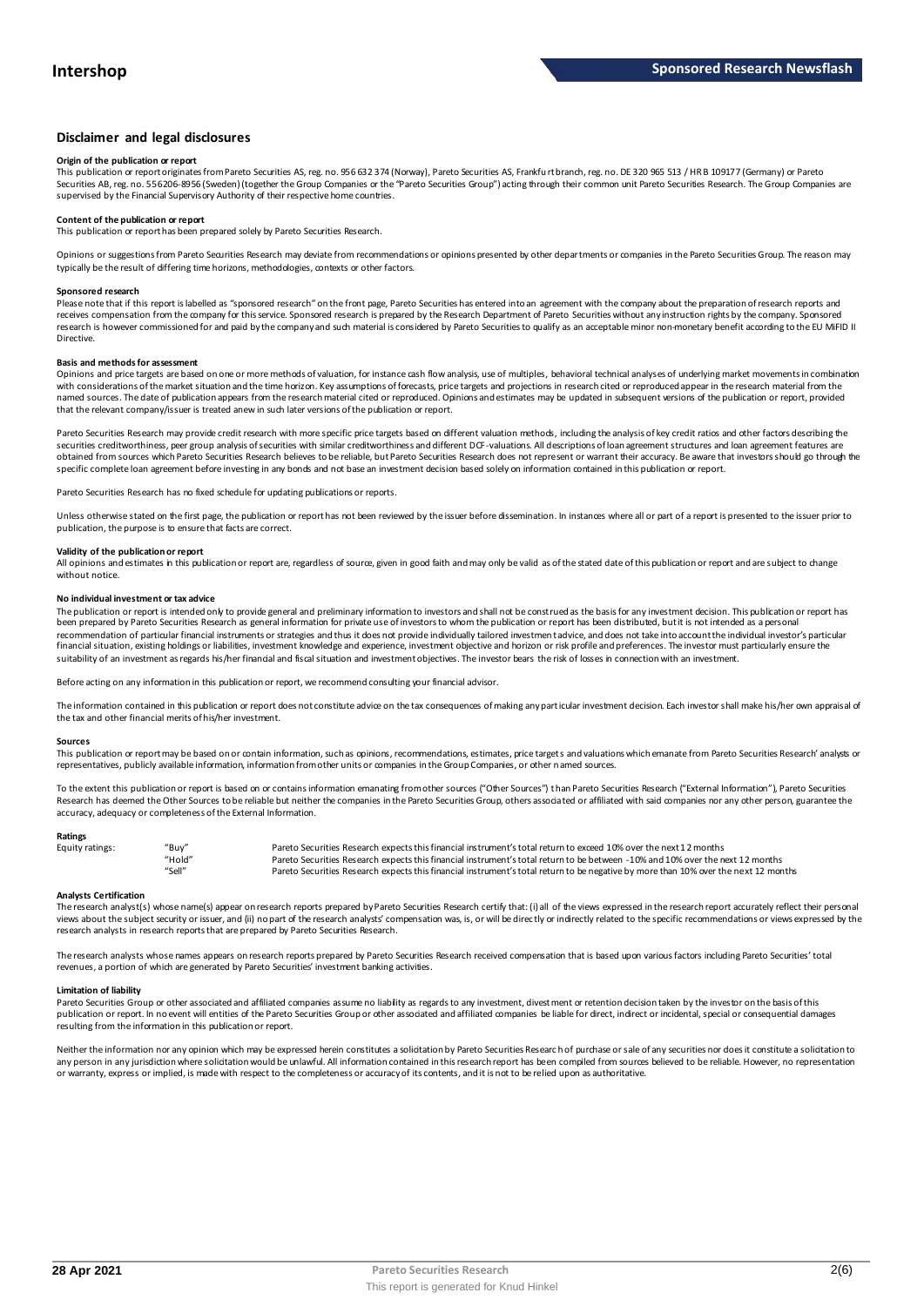## Disclaimer and legal disclosures

**Origin of the publication or report**

This publication or report originates from Pareto Securities AS, reg. no. 956 632 374 (Norway), Pareto Securities AS, Frankfurt branch, reg. no. DE 320 965 513 / HR B 109177 (Germany) or Pareto Securities AB, reg. no. 556206-8956 (Sweden) (together the Group Companies or the "Pareto Securities Group") acting through their common unit Pareto Securities Research. The Group Companies are supervised by the Financial Supervisory Authority of their respective home countries.

**Content of the publication or report**

This publication or report has been prepared solely by Pareto Securities Research.

Opinions or suggestions from Pareto Securities Research may deviate from recommendations or opinions presented by other departments or companies in the Pareto Securities Group. The reason may typically be the result of differing time horizons, methodologies, contexts or other factors.

**Sponsored research**

Please note that if this report is labelled as "sponsored research" on the front page, Pareto Securities has entered into an agreement with the company about the preparation of research reports and receives compensation from the company for this service. Sponsored research is prepared by the Research Department of Pareto Securities without any instruction rights by the company. Sponsored research is however commissioned for and paid by the company and such material is considered by Pareto Securities to qualify as an acceptable minor non-monetary benefit according to the EU MiFID II Directive.

**Basis and methods for assessment**

Opinions and price targets are based on one or more methods of valuation, for instance cash flow analysis, use of multiples, behavioral technical analyses of underlying market movements in combination with considerations of the market situation and the time horizon. Key assumptions of forecasts, price targets and projections in research cited or reproduced appear in the research material from the named sources. The date of publication appears from the research material cited or reproduced. Opinions and estimates may be updated in subsequent versions of the publication or report, provided that the relevant company/issuer is treated anew in such later versions of the publication or report.

Pareto Securities Research may provide credit research with more specific price targets based on different valuation methods, including the analysis of key credit ratios and other factors describing the securities creditworthiness, peer group analysis of securities with similar creditworthiness and different DCF-valuations. All descriptions of loan agreement structures and loan agreement features are obtained from sources which Pareto Securities Research believes to be reliable, but Pareto Securities Research does not represent or warrant their accuracy. Be aware that investors should go through the specific complete loan agreement before investing in any bonds and not base an investment decision based solely on information contained in this publication or report.

Pareto Securities Research has no fixed schedule for updating publications or reports.

Unless otherwise stated on the first page, the publication or report has not been reviewed by the issuer before dissemination. In instances where all or part of a report is presented to the issuer prior to publication, the purpose is to ensure that facts are correct.

**Validity of the publication or report**

All opinions and estimates in this publication or report are, regardless of source, given in good faith and may only be valid as of the stated date of this publication or report and are subject to change without notice.

**No individual investment or tax advice**

The publication or report is intended only to provide general and preliminary information to investors and shall not be construed as the basis for any investment decision. This publication or report has been prepared by Pareto Securities Research as general information for private use of investors to whom the publication or report has been distributed, but it is not intended as a personal recommendation of particular financial instruments or strategies and thus it does not provide individually tailored investment advice, and does not take into account the individual investor's particular financial situation, existing holdings or liabilities, investment knowledge and experience, investment objective and horizon or risk profile and preferences. The investor must particularly ensure the suitability of an investment as regards his/her financial and fiscal situation and investment objectives. The investor bears the risk of losses in connection with an investment.

Before acting on any information in this publication or report, we recommend consulting your financial advisor.

The information contained in this publication or report does not constitute advice on the tax consequences of making any particular investment decision. Each investor shall make his/her own appraisal of the tax and other financial merits of his/her investment.

**Sources**

This publication or report may be based on or contain information, such as opinions, recommendations, estimates, price targets and valuations which emanate from Pareto Securities Research' analysts or representatives, publicly available information, information from other units or companies in the Group Companies, or other named sources.

To the extent this publication or report is based on or contains information emanating from other sources ("Other Sources") than Pareto Securities Research ("External Information"), Pareto Securities Research has deemed the Other Sources to be reliable but neither the companies in the Pareto Securities Group, others associated or affiliated with said companies nor any other person, guarantee the accuracy, adequacy or completeness of the External Information.

**Ratings**

| | | |
|---|---|---|
| Equity ratings: | "Buy" | Pareto Securities Research expects this financial instrument's total return to exceed 10% over the next 12 months |
| | "Hold" | Pareto Securities Research expects this financial instrument's total return to be between -10% and 10% over the next 12 months |
| | "Sell" | Pareto Securities Research expects this financial instrument's total return to be negative by more than 10% over the next 12 months |

**Analysts Certification**

The research analyst(s) whose name(s) appear on research reports prepared by Pareto Securities Research certify that: (i) all of the views expressed in the research report accurately reflect their personal views about the subject security or issuer, and (ii) no part of the research analysts' compensation was, is, or will be directly or indirectly related to the specific recommendations or views expressed by the research analysts in research reports that are prepared by Pareto Securities Research.

The research analysts whose names appears on research reports prepared by Pareto Securities Research received compensation that is based upon various factors including Pareto Securities' total revenues, a portion of which are generated by Pareto Securities' investment banking activities.

**Limitation of liability**

Pareto Securities Group or other associated and affiliated companies assume no liability as regards to any investment, divestment or retention decision taken by the investor on the basis of this publication or report. In no event will entities of the Pareto Securities Group or other associated and affiliated companies be liable for direct, indirect or incidental, special or consequential damages resulting from the information in this publication or report.

Neither the information nor any opinion which may be expressed herein constitutes a solicitation by Pareto Securities Research of purchase or sale of any securities nor does it constitute a solicitation to any person in any jurisdiction where solicitation would be unlawful. All information contained in this research report has been compiled from sources believed to be reliable. However, no representation or warranty, express or implied, is made with respect to the completeness or accuracy of its contents, and it is not to be relied upon as authoritative.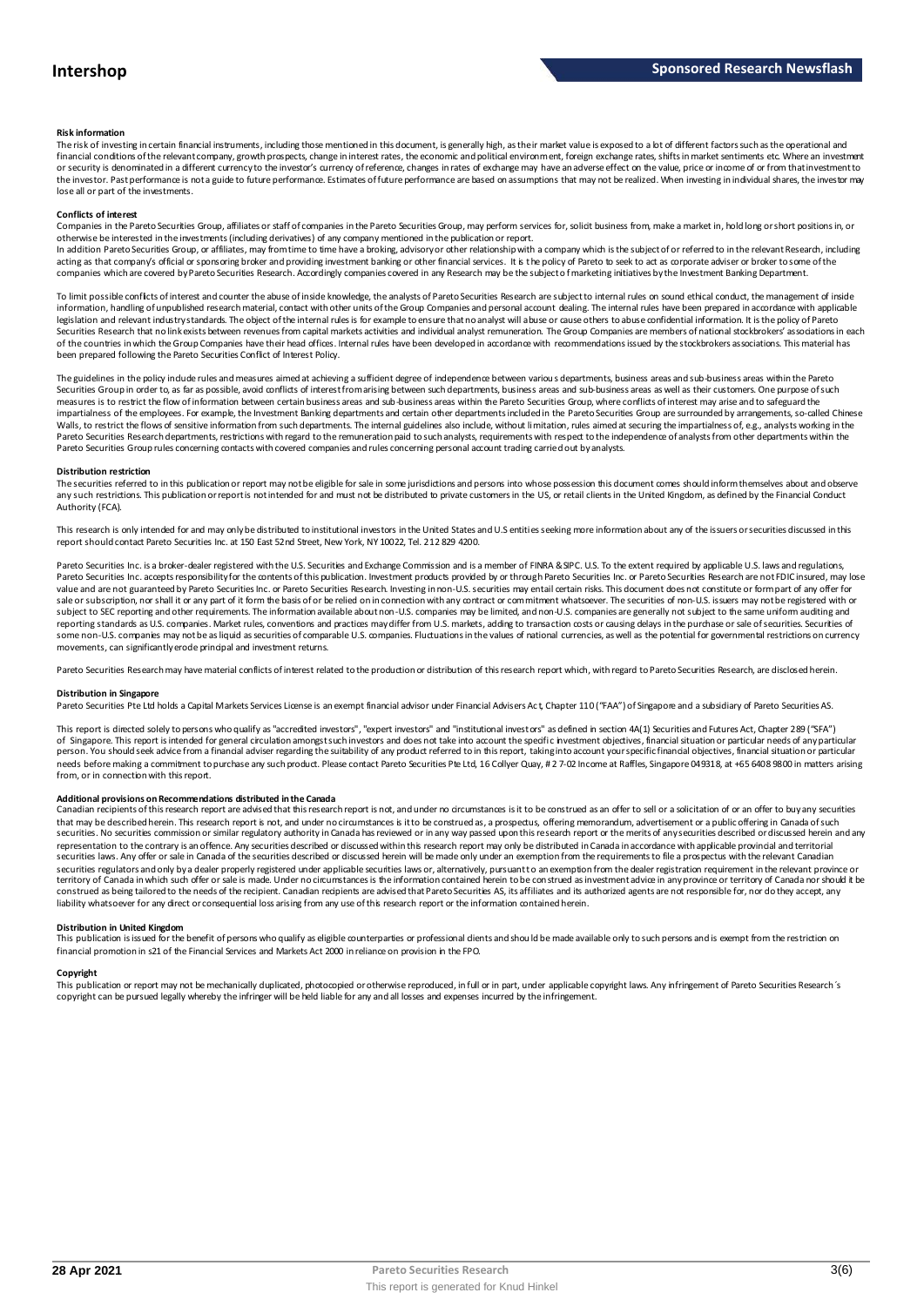**Risk information**

The risk of investing in certain financial instruments, including those mentioned in this document, is generally high, as their market value is exposed to a lot of different factors such as the operational and financial conditions of the relevant company, growth prospects, change in interest rates, the economic and political environment, foreign exchange rates, shifts in market sentiments etc. Where an investment or security is denominated in a different currency to the investor's currency of reference, changes in rates of exchange may have an adverse effect on the value, price or income of or from that investment to the investor. Past performance is not a guide to future performance. Estimates of future performance are based on assumptions that may not be realized. When investing in individual shares, the investor may lose all or part of the investments.

**Conflicts of interest**

Companies in the Pareto Securities Group, affiliates or staff of companies in the Pareto Securities Group, may perform services for, solicit business from, make a market in, hold long or short positions in, or otherwise be interested in the investments (including derivatives) of any company mentioned in the publication or report.

In addition Pareto Securities Group, or affiliates, may from time to time have a broking, advisory or other relationship with a company which is the subject of or referred to in the relevant Research, including acting as that company's official or sponsoring broker and providing investment banking or other financial services. It is the policy of Pareto to seek to act as corporate adviser or broker to some of the companies which are covered by Pareto Securities Research. Accordingly companies covered in any Research may be the subject of marketing initiatives by the Investment Banking Department.

To limit possible conflicts of interest and counter the abuse of inside knowledge, the analysts of Pareto Securities Research are subject to internal rules on sound ethical conduct, the management of inside information, handling of unpublished research material, contact with other units of the Group Companies and personal account dealing. The internal rules have been prepared in accordance with applicable legislation and relevant industry standards. The object of the internal rules is for example to ensure that no analyst will abuse or cause others to abuse confidential information. It is the policy of Pareto Securities Research that no link exists between revenues from capital markets activities and individual analyst remuneration. The Group Companies are members of national stockbrokers' associations in each of the countries in which the Group Companies have their head offices. Internal rules have been developed in accordance with recommendations issued by the stockbrokers associations. This material has been prepared following the Pareto Securities Conflict of Interest Policy.

The guidelines in the policy include rules and measures aimed at achieving a sufficient degree of independence between various departments, business areas and sub-business areas within the Pareto Securities Group in order to, as far as possible, avoid conflicts of interest from arising between such departments, business areas and sub-business areas as well as their customers. One purpose of such measures is to restrict the flow of information between certain business areas and sub-business areas within the Pareto Securities Group, where conflicts of interest may arise and to safeguard the impartialness of the employees. For example, the Investment Banking departments and certain other departments included in the Pareto Securities Group are surrounded by arrangements, so-called Chinese Walls, to restrict the flows of sensitive information from such departments. The internal guidelines also include, without limitation, rules aimed at securing the impartialness of, e.g., analysts working in the Pareto Securities Research departments, restrictions with regard to the remuneration paid to such analysts, requirements with respect to the independence of analysts from other departments within the Pareto Securities Group rules concerning contacts with covered companies and rules concerning personal account trading carried out by analysts.

**Distribution restriction**

The securities referred to in this publication or report may not be eligible for sale in some jurisdictions and persons into whose possession this document comes should inform themselves about and observe any such restrictions. This publication or report is not intended for and must not be distributed to private customers in the US, or retail clients in the United Kingdom, as defined by the Financial Conduct Authority (FCA).

This research is only intended for and may only be distributed to institutional investors in the United States and U.S entities seeking more information about any of the issuers or securities discussed in this report should contact Pareto Securities Inc. at 150 East 52nd Street, New York, NY 10022, Tel. 212 829 4200.

Pareto Securities Inc. is a broker-dealer registered with the U.S. Securities and Exchange Commission and is a member of FINRA & SIPC. U.S. To the extent required by applicable U.S. laws and regulations, Pareto Securities Inc. accepts responsibility for the contents of this publication. Investment products provided by or through Pareto Securities Inc. or Pareto Securities Research are not FDIC insured, may lose value and are not guaranteed by Pareto Securities Inc. or Pareto Securities Research. Investing in non-U.S. securities may entail certain risks. This document does not constitute or form part of any offer for sale or subscription, nor shall it or any part of it form the basis of or be relied on in connection with any contract or commitment whatsoever. The securities of non-U.S. issuers may not be registered with or subject to SEC reporting and other requirements. The information available about non-U.S. companies may be limited, and non-U.S. companies are generally not subject to the same uniform auditing and reporting standards as U.S. companies. Market rules, conventions and practices may differ from U.S. markets, adding to transaction costs or causing delays in the purchase or sale of securities. Securities of some non-U.S. companies may not be as liquid as securities of comparable U.S. companies. Fluctuations in the values of national currencies, as well as the potential for governmental restrictions on currency movements, can significantly erode principal and investment returns.

Pareto Securities Research may have material conflicts of interest related to the production or distribution of this research report which, with regard to Pareto Securities Research, are disclosed herein.

**Distribution in Singapore**

Pareto Securities Pte Ltd holds a Capital Markets Services License is an exempt financial advisor under Financial Advisers Act, Chapter 110 ("FAA") of Singapore and a subsidiary of Pareto Securities AS.

This report is directed solely to persons who qualify as "accredited investors", "expert investors" and "institutional investors" as defined in section 4A(1) Securities and Futures Act, Chapter 289 ("SFA") of Singapore. This report is intended for general circulation amongst such investors and does not take into account the specific investment objectives, financial situation or particular needs of any particular person. You should seek advice from a financial adviser regarding the suitability of any product referred to in this report, taking into account your specific financial objectives, financial situation or particular needs before making a commitment to purchase any such product. Please contact Pareto Securities Pte Ltd, 16 Collyer Quay, # 2 7-02 Income at Raffles, Singapore 049318, at +65 6408 9800 in matters arising from, or in connection with this report.

**Additional provisions on Recommendations distributed in the Canada**

Canadian recipients of this research report are advised that this research report is not, and under no circumstances is it to be construed as an offer to sell or a solicitation of or an offer to buy any securities that may be described herein. This research report is not, and under no circumstances is it to be construed as, a prospectus, offering memorandum, advertisement or a public offering in Canada of such securities. No securities commission or similar regulatory authority in Canada has reviewed or in any way passed upon this research report or the merits of any securities described or discussed herein and any representation to the contrary is an offence. Any securities described or discussed within this research report may only be distributed in Canada in accordance with applicable provincial and territorial securities laws. Any offer or sale in Canada of the securities described or discussed herein will be made only under an exemption from the requirements to file a prospectus with the relevant Canadian securities regulators and only by a dealer properly registered under applicable securities laws or, alternatively, pursuant to an exemption from the dealer registration requirement in the relevant province or territory of Canada in which such offer or sale is made. Under no circumstances is the information contained herein to be construed as investment advice in any province or territory of Canada nor should it be construed as being tailored to the needs of the recipient. Canadian recipients are advised that Pareto Securities AS, its affiliates and its authorized agents are not responsible for, nor do they accept, any liability whatsoever for any direct or consequential loss arising from any use of this research report or the information contained herein.

**Distribution in United Kingdom**

This publication is issued for the benefit of persons who qualify as eligible counterparties or professional clients and should be made available only to such persons and is exempt from the restriction on financial promotion in s21 of the Financial Services and Markets Act 2000 in reliance on provision in the FPO.

**Copyright**

This publication or report may not be mechanically duplicated, photocopied or otherwise reproduced, in full or in part, under applicable copyright laws. Any infringement of Pareto Securities Research´s copyright can be pursued legally whereby the infringer will be held liable for any and all losses and expenses incurred by the infringement.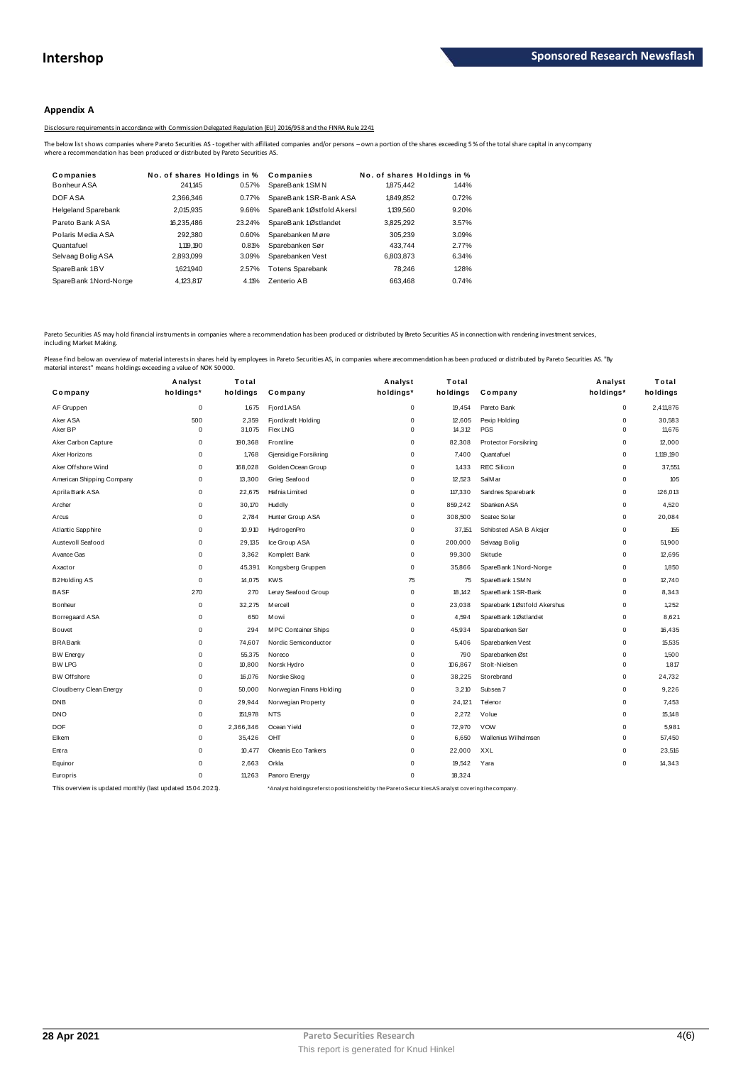## Appendix A

Disclosure requirements in accordance with Commission Delegated Regulation (EU) 2016/958 and the FINRA Rule 2241

The below list shows companies where Pareto Securities AS - together with affiliated companies and/or persons – own a portion of the shares exceeding 5 % of the total share capital in any company where a recommendation has been produced or distributed by Pareto Securities AS.

| Companies | No. of shares | Holdings in % | Companies | No. of shares | Holdings in % |
|---|---|---|---|---|---|
| Bonheur ASA | 241,145 | 0.57% | SpareBank 1 SMN | 1,875,442 | 1.44% |
| DOF ASA | 2,366,346 | 0.77% | SpareBank 1 SR-Bank ASA | 1,849,852 | 0.72% |
| Helgeland Sparebank | 2,015,935 | 9.66% | SpareBank 1 Østfold Akershus | 1,139,560 | 9.20% |
| Pareto Bank ASA | 16,235,486 | 23.24% | SpareBank 1 Østlandet | 3,825,292 | 3.57% |
| Polaris Media ASA | 292,380 | 0.60% | Sparebanken Møre | 305,239 | 3.09% |
| Quantafuel | 1,119,190 | 0.81% | Sparebanken Sør | 433,744 | 2.77% |
| Selvaag Bolig ASA | 2,893,099 | 3.09% | Sparebanken Vest | 6,803,873 | 6.34% |
| SpareBank 1 BV | 1,621,940 | 2.57% | Totens Sparebank | 78,246 | 1.28% |
| SpareBank 1 Nord-Norge | 4,123,817 | 4.11% | Zenterio AB | 663,468 | 0.74% |

Pareto Securities AS may hold financial instruments in companies where a recommendation has been produced or distributed by Pareto Securities AS in connection with rendering investment services, including Market Making.

Please find below an overview of material interests in shares held by employees in Pareto Securities AS, in companies where a recommendation has been produced or distributed by Pareto Securities AS. "By material interest" means holdings exceeding a value of NOK 50 000.

| Company | Analyst holdings* | Total holdings | Company | Analyst holdings* | Total holdings | Company | Analyst holdings* | Total holdings |
|---|---|---|---|---|---|---|---|---|
| AF Gruppen | 0 | 1,675 | Fjord1 ASA | 0 | 19,454 | Pareto Bank | 0 | 2,411,876 |
| Aker ASA | 500 | 2,359 | Fjordkraft Holding | 0 | 12,605 | Pexip Holding | 0 | 30,583 |
| Aker BP | 0 | 31,075 | Flex LNG | 0 | 14,312 | PGS | 0 | 11,676 |
| Aker Carbon Capture | 0 | 190,368 | Frontline | 0 | 82,308 | Protector Forsikring | 0 | 12,000 |
| Aker Horizons | 0 | 1,768 | Gjensidige Forsikring | 0 | 7,400 | Quantafuel | 0 | 1,119,190 |
| Aker Offshore Wind | 0 | 168,028 | Golden Ocean Group | 0 | 1,433 | REC Silicon | 0 | 37,551 |
| American Shipping Company | 0 | 13,300 | Grieg Seafood | 0 | 12,523 | SalMar | 0 | 105 |
| Aprila Bank ASA | 0 | 22,675 | Hafnia Limited | 0 | 117,330 | Sandnes Sparebank | 0 | 126,013 |
| Archer | 0 | 30,170 | Huddly | 0 | 859,242 | Sbanken ASA | 0 | 4,520 |
| Arcus | 0 | 2,784 | Hunter Group ASA | 0 | 308,500 | Scatec Solar | 0 | 20,084 |
| Atlantic Sapphire | 0 | 10,910 | HydrogenPro | 0 | 37,151 | Schibsted ASA B Aksjer | 0 | 155 |
| Austevoll Seafood | 0 | 29,135 | Ice Group ASA | 0 | 200,000 | Selvaag Bolig | 0 | 51,900 |
| Avance Gas | 0 | 3,362 | Komplett Bank | 0 | 99,300 | Skitude | 0 | 12,695 |
| Axactor | 0 | 45,391 | Kongsberg Gruppen | 0 | 35,866 | SpareBank 1 Nord-Norge | 0 | 1,850 |
| B2Holding AS | 0 | 14,075 | KWS | 75 | 75 | SpareBank 1 SMN | 0 | 12,740 |
| BASF | 270 | 270 | Lerøy Seafood Group | 0 | 18,142 | SpareBank 1 SR-Bank | 0 | 8,343 |
| Bonheur | 0 | 32,275 | Mercell | 0 | 23,038 | Sparebank 1 Østfold Akershus | 0 | 1,252 |
| Borregaard ASA | 0 | 650 | Mowi | 0 | 4,594 | SpareBank 1 Østlandet | 0 | 8,621 |
| Bouvet | 0 | 294 | MPC Container Ships | 0 | 45,934 | Sparebanken Sør | 0 | 16,435 |
| BRABank | 0 | 74,607 | Nordic Semiconductor | 0 | 5,406 | Sparebanken Vest | 0 | 15,535 |
| BW Energy | 0 | 55,375 | Noreco | 0 | 790 | Sparebanken Øst | 0 | 1,500 |
| BW LPG | 0 | 10,800 | Norsk Hydro | 0 | 106,867 | Stolt-Nielsen | 0 | 1,817 |
| BW Offshore | 0 | 16,076 | Norske Skog | 0 | 38,225 | Storebrand | 0 | 24,732 |
| Cloudberry Clean Energy | 0 | 50,000 | Norwegian Finans Holding | 0 | 3,210 | Subsea 7 | 0 | 9,226 |
| DNB | 0 | 29,944 | Norwegian Property | 0 | 24,121 | Telenor | 0 | 7,453 |
| DNO | 0 | 151,978 | NTS | 0 | 2,272 | Volue | 0 | 15,148 |
| DOF | 0 | 2,366,346 | Ocean Yield | 0 | 72,970 | VOW | 0 | 5,981 |
| Elkem | 0 | 35,426 | OHT | 0 | 6,650 | Wallenius Wilhelmsen | 0 | 57,450 |
| Entra | 0 | 10,477 | Okeanis Eco Tankers | 0 | 22,000 | XXL | 0 | 23,516 |
| Equinor | 0 | 2,663 | Orkla | 0 | 19,542 | Yara | 0 | 14,343 |
| Europris | 0 | 11,263 | Panoro Energy | 0 | 18,324 | | | |

This overview is updated monthly (last updated 15.04.2021).

*Analyst holdings refers to positions held by the Pareto Securities AS analyst covering the company.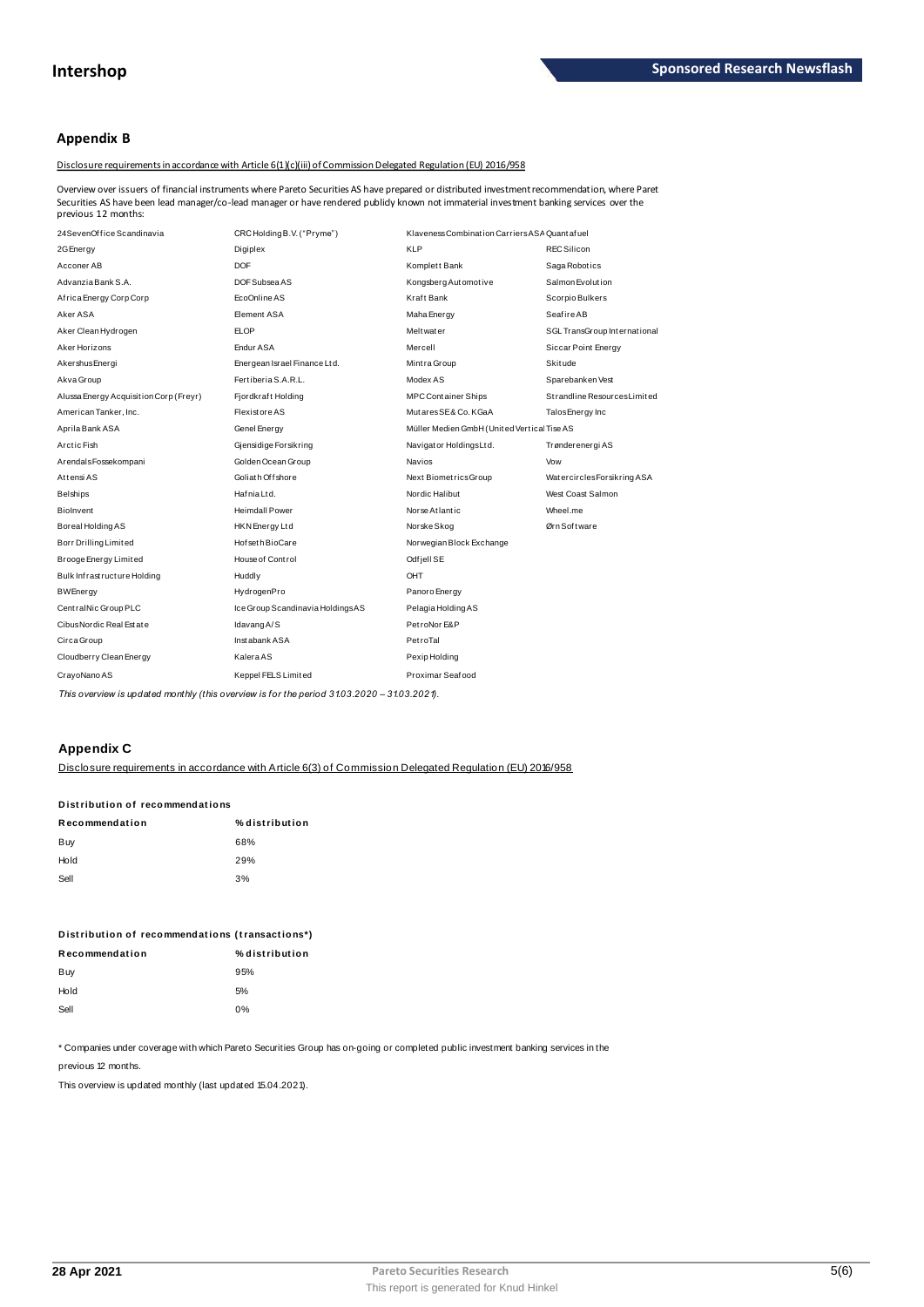## Appendix B

Disclosure requirements in accordance with Article 6(1)(c)(iii) of Commission Delegated Regulation (EU) 2016/958

Overview over issuers of financial instruments where Pareto Securities AS have prepared or distributed investment recommendation, where Paret Securities AS have been lead manager/co-lead manager or have rendered publicly known not immaterial investment banking services over the previous 12 months:

| | | | |
|---|---|---|---|
| 24SevenOffice Scandinavia | CRC Holding B.V. ("Pryme") | Klaveness Combination Carriers ASA | Quantafuel |
| 2G Energy | Digiplex | KLP | REC Silicon |
| Acconer AB | DOF | Komplett Bank | Saga Robotics |
| Advanzia Bank S.A. | DOF Subsea AS | Kongsberg Automotive | Salmon Evolution |
| Africa Energy Corp Corp | EcoOnline AS | Kraft Bank | Scorpio Bulkers |
| Aker ASA | Element ASA | Maha Energy | Seafire AB |
| Aker Clean Hydrogen | ELOP | Meltwater | SGL TransGroup International |
| Aker Horizons | Endur ASA | Mercell | Siccar Point Energy |
| Akershus Energi | Energean Israel Finance Ltd. | Mintra Group | Skitude |
| Akva Group | Fertiberia S.A.R.L. | Modex AS | Sparebanken Vest |
| Alussa Energy Acquisition Corp (Freyr) | Fjordkraft Holding | MPC Container Ships | Strandline Resources Limited |
| American Tanker, Inc. | Flexistore AS | Mutares SE & Co. KGaA | Talos Energy Inc |
| Aprila Bank ASA | Genel Energy | Müller Medien GmbH (United Vertical Media) | Tise AS |
| Arctic Fish | Gjensidige Forsikring | Navigator Holdings Ltd. | Trønderenergi AS |
| Arendals Fossekompani | Golden Ocean Group | Navios | Vow |
| Attensi AS | Goliath Offshore | Next Biometrics Group | Watercircles Forsikring ASA |
| Belships | Hafnia Ltd. | Nordic Halibut | West Coast Salmon |
| BioInvent | Heimdall Power | Norse Atlantic | Wheel.me |
| Boreal Holding AS | HKN Energy Ltd | Norske Skog | Ørn Software |
| Borr Drilling Limited | Hofseth BioCare | Norwegian Block Exchange | |
| Brooge Energy Limited | House of Control | Odfjell SE | |
| Bulk Infrastructure Holding | Huddly | OHT | |
| BW Energy | HydrogenPro | Panoro Energy | |
| CentralNic Group PLC | Ice Group Scandinavia Holdings AS | Pelagia Holding AS | |
| Cibus Nordic Real Estate | Idavang A/S | PetroNor E&P | |
| Circa Group | Instabank ASA | PetroTal | |
| Cloudberry Clean Energy | Kalera AS | Pexip Holding | |
| CrayoNano AS | Keppel FELS Limited | Proximar Seafood | |

*This overview is updated monthly (this overview is for the period 31.03.2020 – 31.03.2021).*

## Appendix C

Disclosure requirements in accordance with Article 6(3) of Commission Delegated Regulation (EU) 2016/958

**Distribution of recommendations**

| Recommendation | % distribution |
|---|---|
| Buy | 68% |
| Hold | 29% |
| Sell | 3% |

**Distribution of recommendations (transactions\*)**

| Recommendation | % distribution |
|---|---|
| Buy | 95% |
| Hold | 5% |
| Sell | 0% |

\* Companies under coverage with which Pareto Securities Group has on-going or completed public investment banking services in the previous 12 months.

This overview is updated monthly (last updated 15.04.2021).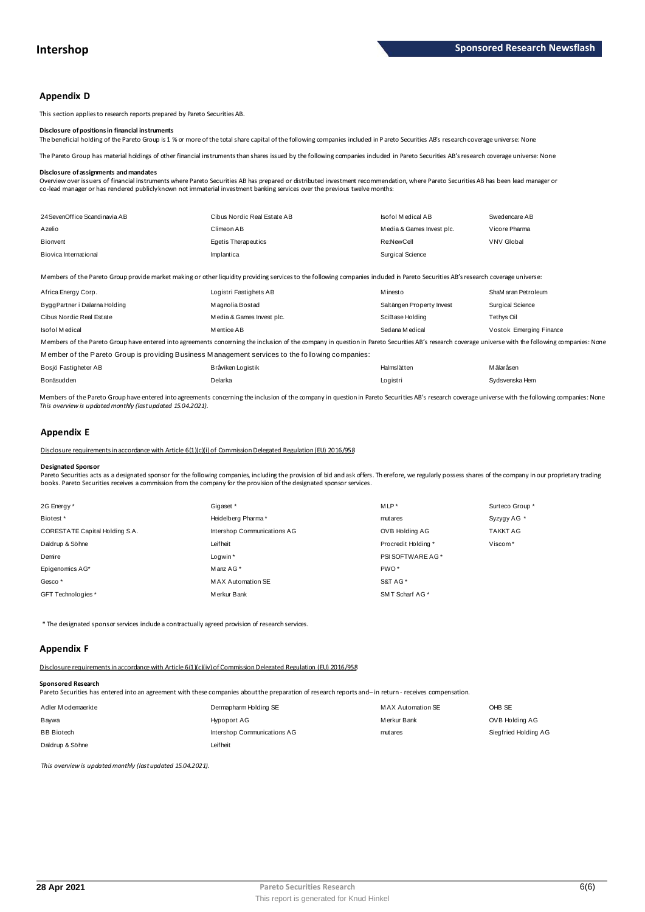## Appendix D

This section applies to research reports prepared by Pareto Securities AB.

**Disclosure of positions in financial instruments**

The beneficial holding of the Pareto Group is 1 % or more of the total share capital of the following companies included in Pareto Securities AB's research coverage universe: None

The Pareto Group has material holdings of other financial instruments than shares issued by the following companies included in Pareto Securities AB's research coverage universe: None

**Disclosure of assignments and mandates**

Overview over issuers of financial instruments where Pareto Securities AB has prepared or distributed investment recommendation, where Pareto Securities AB has been lead manager or co-lead manager or has rendered publicly known not immaterial investment banking services over the previous twelve months:

| | | | |
|---|---|---|---|
| 24SevenOffice Scandinavia AB | Cibus Nordic Real Estate AB | Isofol Medical AB | Swedencare AB |
| Azelio | Climeon AB | Media & Games Invest plc. | Vicore Pharma |
| Bionvent | Egetis Therapeutics | Re:NewCell | VNV Global |
| Biovica International | Implantica | Surgical Science | |

Members of the Pareto Group provide market making or other liquidity providing services to the following companies included in Pareto Securities AB's research coverage universe:

| | | | |
|---|---|---|---|
| Africa Energy Corp. | Logistri Fastighets AB | Minesto | ShaMaran Petroleum |
| ByggPartner i Dalarna Holding | Magnolia Bostad | Saltängen Property Invest | Surgical Science |
| Cibus Nordic Real Estate | Media & Games Invest plc. | SciBase Holding | Tethys Oil |
| Isofol Medical | Mentice AB | Sedana Medical | Vostok Emerging Finance |

Members of the Pareto Group have entered into agreements concerning the inclusion of the company in question in Pareto Securities AB's research coverage universe with the following companies: None

Member of the Pareto Group is providing Business Management services to the following companies:

| | | | |
|---|---|---|---|
| Bosjö Fastigheter AB | Bråviken Logistik | Halmslätten | Mälaråsen |
| Bonäsudden | Delarka | Logistri | Sydsvenska Hem |

Members of the Pareto Group have entered into agreements concerning the inclusion of the company in question in Pareto Securities AB's research coverage universe with the following companies: None

*This overview is updated monthly (last updated 15.04.2021).*

## Appendix E

Disclosure requirements in accordance with Article 6(1)(c)(i) of Commission Delegated Regulation (EU) 2016/958

**Designated Sponsor**

Pareto Securities acts as a designated sponsor for the following companies, including the provision of bid and ask offers. Therefore, we regularly possess shares of the company in our proprietary trading books. Pareto Securities receives a commission from the company for the provision of the designated sponsor services.

| | | | |
|---|---|---|---|
| 2G Energy * | Gigaset * | MLP * | Surteco Group * |
| Biotest * | Heidelberg Pharma * | mutares | Syzygy AG * |
| CORESTATE Capital Holding S.A. | Intershop Communications AG | OVB Holding AG | TAKKT AG |
| Daldrup & Söhne | Leifheit | Procredit Holding * | Viscom * |
| Demire | Logwin * | PSI SOFTWARE AG * | |
| Epigenomics AG* | Manz AG * | PWO * | |
| Gesco * | MAX Automation SE | S&T AG * | |
| GFT Technologies * | Merkur Bank | SMT Scharf AG * | |

* The designated sponsor services include a contractually agreed provision of research services.

## Appendix F

Disclosure requirements in accordance with Article 6(1)(c)(iv) of Commission Delegated Regulation (EU) 2016/958

**Sponsored Research**

Pareto Securities has entered into an agreement with these companies about the preparation of research reports and – in return - receives compensation.

| | | | |
|---|---|---|---|
| Adler Modemaerkte | Dermapharm Holding SE | MAX Automation SE | OHB SE |
| Baywa | Hypoport AG | Merkur Bank | OVB Holding AG |
| BB Biotech | Intershop Communications AG | mutares | Siegfried Holding AG |
| Daldrup & Söhne | Leifheit | | |

*This overview is updated monthly (last updated 15.04.2021).*